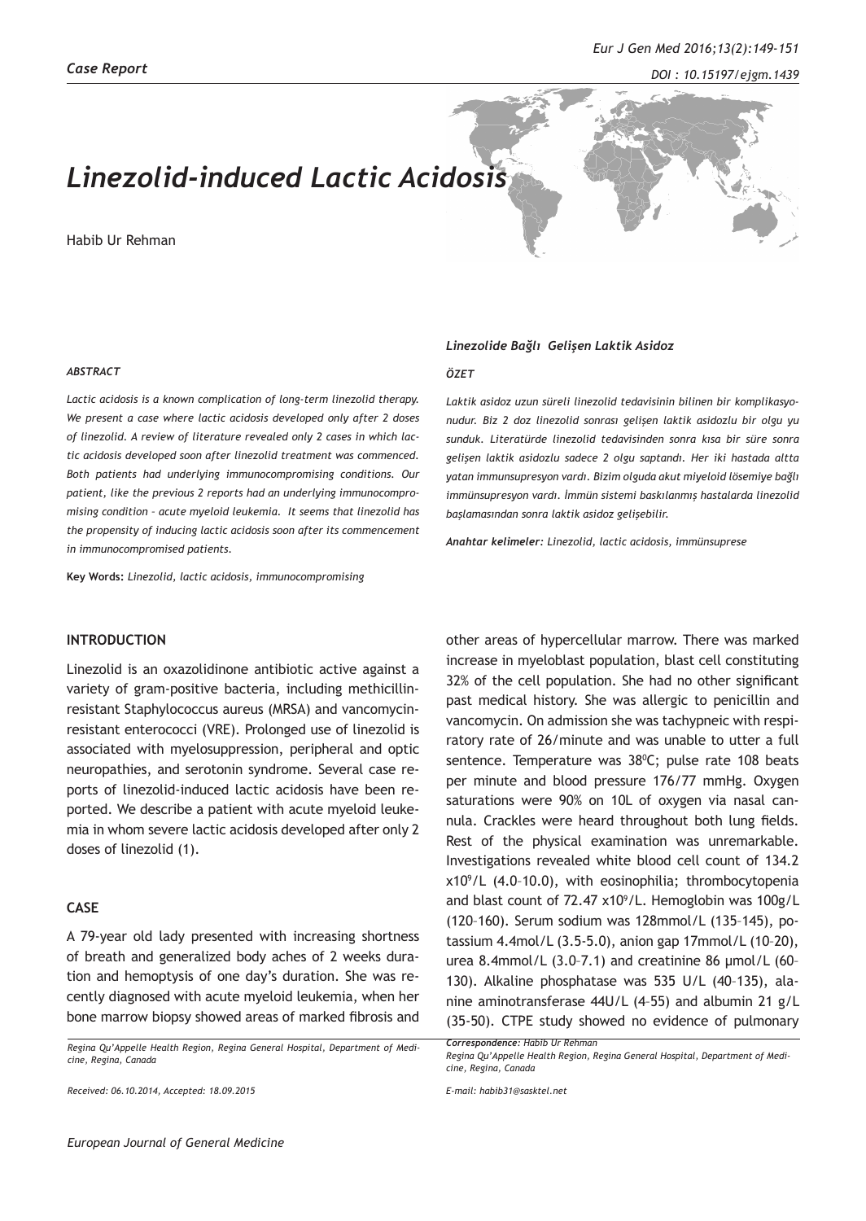*Case Report*

# *Linezolid-induced Lactic Acidosis*

Habib Ur Rehman

###### *ABSTRACT*

*Lactic acidosis is a known complication of long-term linezolid therapy. We present a case where lactic acidosis developed only after 2 doses of linezolid. A review of literature revealed only 2 cases in which lactic acidosis developed soon after linezolid treatment was commenced. Both patients had underlying immunocompromising conditions. Our patient, like the previous 2 reports had an underlying immunocompromising condition – acute myeloid leukemia. It seems that linezolid has the propensity of inducing lactic acidosis soon after its commencement in immunocompromised patients.*

**Key Words:** *Linezolid, lactic acidosis, immunocompromising*

### *Linezolide Bağlı Gelişen Laktik Asidoz*

###### *ÖZET*

*Laktik asidoz uzun süreli linezolid tedavisinin bilinen bir komplikasyonudur. Biz 2 doz linezolid sonrası gelişen laktik asidozlu bir olgu yu sunduk. Literatürde linezolid tedavisinden sonra kısa bir süre sonra gelişen laktik asidozlu sadece 2 olgu saptandı. Her iki hastada altta yatan immunsupresyon vardı. Bizim olguda akut miyeloid lösemiye bağlı immünsupresyon vardı. İmmün sistemi baskılanmış hastalarda linezolid başlamasından sonra laktik asidoz gelişebilir.*

***Anahtar kelimeler:*** *Linezolid, lactic acidosis, immünsuprese*

## INTRODUCTION

Linezolid is an oxazolidinone antibiotic active against a variety of gram-positive bacteria, including methicillin-resistant Staphylococcus aureus (MRSA) and vancomycin-resistant enterococci (VRE). Prolonged use of linezolid is associated with myelosuppression, peripheral and optic neuropathies, and serotonin syndrome. Several case reports of linezolid-induced lactic acidosis have been reported. We describe a patient with acute myeloid leukemia in whom severe lactic acidosis developed after only 2 doses of linezolid (1).

## CASE

A 79-year old lady presented with increasing shortness of breath and generalized body aches of 2 weeks duration and hemoptysis of one day's duration. She was recently diagnosed with acute myeloid leukemia, when her bone marrow biopsy showed areas of marked fibrosis and other areas of hypercellular marrow. There was marked increase in myeloblast population, blast cell constituting 32% of the cell population. She had no other significant past medical history. She was allergic to penicillin and vancomycin. On admission she was tachypneic with respiratory rate of 26/minute and was unable to utter a full sentence. Temperature was 38$^0$C; pulse rate 108 beats per minute and blood pressure 176/77 mmHg. Oxygen saturations were 90% on 10L of oxygen via nasal cannula. Crackles were heard throughout both lung fields. Rest of the physical examination was unremarkable. Investigations revealed white blood cell count of 134.2 x10$^9$/L (4.0–10.0), with eosinophilia; thrombocytopenia and blast count of 72.47 x10$^9$/L. Hemoglobin was 100g/L (120–160). Serum sodium was 128mmol/L (135–145), potassium 4.4mol/L (3.5-5.0), anion gap 17mmol/L (10–20), urea 8.4mmol/L (3.0–7.1) and creatinine 86 μmol/L (60–130). Alkaline phosphatase was 535 U/L (40–135), alanine aminotransferase 44U/L (4–55) and albumin 21 g/L (35-50). CTPE study showed no evidence of pulmonary

*Regina Qu'Appelle Health Region, Regina General Hospital, Department of Medicine, Regina, Canada*

*Received: 06.10.2014, Accepted: 18.09.2015*

***Correspondence:*** *Habib Ur Rehman*
*Regina Qu'Appelle Health Region, Regina General Hospital, Department of Medicine, Regina, Canada*

*E-mail: habib31@sasktel.net*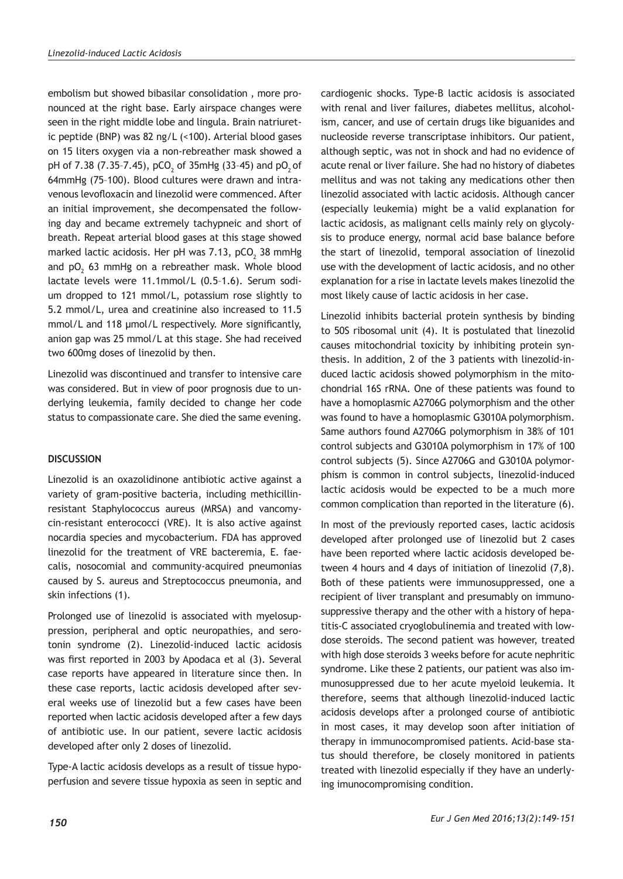embolism but showed bibasilar consolidation , more pronounced at the right base. Early airspace changes were seen in the right middle lobe and lingula. Brain natriuretic peptide (BNP) was 82 ng/L (<100). Arterial blood gases on 15 liters oxygen via a non-rebreather mask showed a pH of 7.38 (7.35–7.45), $pCO_2$ of 35mmHg (33–45) and $pO_2$ of 64mmHg (75–100). Blood cultures were drawn and intravenous levofloxacin and linezolid were commenced. After an initial improvement, she decompensated the following day and became extremely tachypneic and short of breath. Repeat arterial blood gases at this stage showed marked lactic acidosis. Her pH was 7.13, $pCO_2$ 38 mmHg and $pO_2$ 63 mmHg on a rebreather mask. Whole blood lactate levels were 11.1mmol/L (0.5–1.6). Serum sodium dropped to 121 mmol/L, potassium rose slightly to 5.2 mmol/L, urea and creatinine also increased to 11.5 mmol/L and 118 µmol/L respectively. More significantly, anion gap was 25 mmol/L at this stage. She had received two 600mg doses of linezolid by then.

Linezolid was discontinued and transfer to intensive care was considered. But in view of poor prognosis due to underlying leukemia, family decided to change her code status to compassionate care. She died the same evening.

## DISCUSSION

Linezolid is an oxazolidinone antibiotic active against a variety of gram-positive bacteria, including methicillin-resistant Staphylococcus aureus (MRSA) and vancomycin-resistant enterococci (VRE). It is also active against nocardia species and mycobacterium. FDA has approved linezolid for the treatment of VRE bacteremia, E. faecalis, nosocomial and community-acquired pneumonias caused by S. aureus and Streptococcus pneumonia, and skin infections (1).

Prolonged use of linezolid is associated with myelosuppression, peripheral and optic neuropathies, and serotonin syndrome (2). Linezolid-induced lactic acidosis was first reported in 2003 by Apodaca et al (3). Several case reports have appeared in literature since then. In these case reports, lactic acidosis developed after several weeks use of linezolid but a few cases have been reported when lactic acidosis developed after a few days of antibiotic use. In our patient, severe lactic acidosis developed after only 2 doses of linezolid.

Type-A lactic acidosis develops as a result of tissue hypoperfusion and severe tissue hypoxia as seen in septic and cardiogenic shocks. Type-B lactic acidosis is associated with renal and liver failures, diabetes mellitus, alcoholism, cancer, and use of certain drugs like biguanides and nucleoside reverse transcriptase inhibitors. Our patient, although septic, was not in shock and had no evidence of acute renal or liver failure. She had no history of diabetes mellitus and was not taking any medications other then linezolid associated with lactic acidosis. Although cancer (especially leukemia) might be a valid explanation for lactic acidosis, as malignant cells mainly rely on glycolysis to produce energy, normal acid base balance before the start of linezolid, temporal association of linezolid use with the development of lactic acidosis, and no other explanation for a rise in lactate levels makes linezolid the most likely cause of lactic acidosis in her case.

Linezolid inhibits bacterial protein synthesis by binding to 50S ribosomal unit (4). It is postulated that linezolid causes mitochondrial toxicity by inhibiting protein synthesis. In addition, 2 of the 3 patients with linezolid-induced lactic acidosis showed polymorphism in the mitochondrial 16S rRNA. One of these patients was found to have a homoplasmic A2706G polymorphism and the other was found to have a homoplasmic G3010A polymorphism. Same authors found A2706G polymorphism in 38% of 101 control subjects and G3010A polymorphism in 17% of 100 control subjects (5). Since A2706G and G3010A polymorphism is common in control subjects, linezolid-induced lactic acidosis would be expected to be a much more common complication than reported in the literature (6).

In most of the previously reported cases, lactic acidosis developed after prolonged use of linezolid but 2 cases have been reported where lactic acidosis developed between 4 hours and 4 days of initiation of linezolid (7,8). Both of these patients were immunosuppressed, one a recipient of liver transplant and presumably on immunosuppressive therapy and the other with a history of hepatitis-C associated cryoglobulinemia and treated with low-dose steroids. The second patient was however, treated with high dose steroids 3 weeks before for acute nephritic syndrome. Like these 2 patients, our patient was also immunosuppressed due to her acute myeloid leukemia. It therefore, seems that although linezolid-induced lactic acidosis develops after a prolonged course of antibiotic in most cases, it may develop soon after initiation of therapy in immunocompromised patients. Acid-base status should therefore, be closely monitored in patients treated with linezolid especially if they have an underlying imunocompromising condition.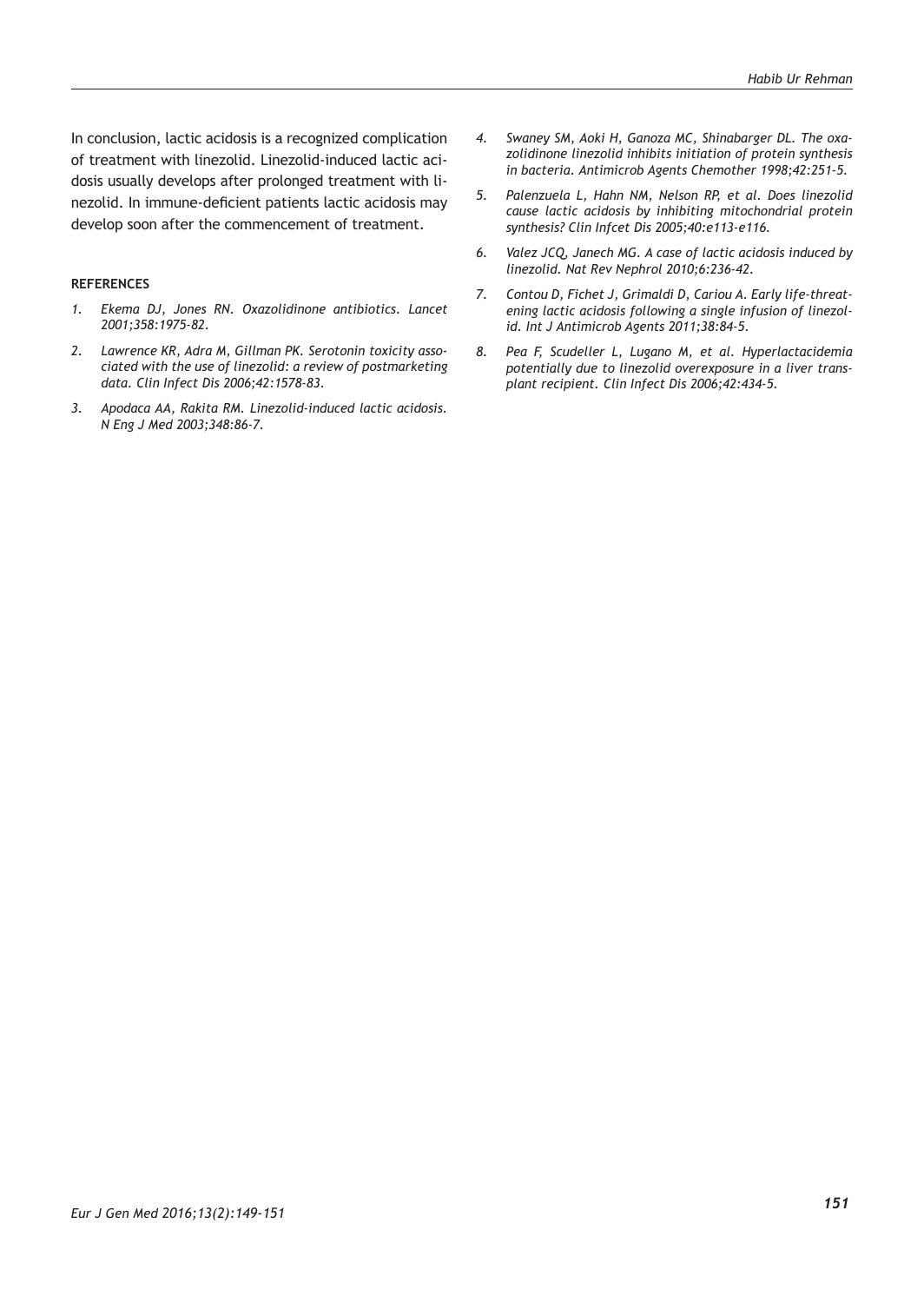In conclusion, lactic acidosis is a recognized complication of treatment with linezolid. Linezolid-induced lactic acidosis usually develops after prolonged treatment with linezolid. In immune-deficient patients lactic acidosis may develop soon after the commencement of treatment.

## REFERENCES

1. *Ekema DJ, Jones RN. Oxazolidinone antibiotics. Lancet 2001;358:1975-82.*
2. *Lawrence KR, Adra M, Gillman PK. Serotonin toxicity associated with the use of linezolid: a review of postmarketing data. Clin Infect Dis 2006;42:1578-83.*
3. *Apodaca AA, Rakita RM. Linezolid-induced lactic acidosis. N Eng J Med 2003;348:86-7.*
4. *Swaney SM, Aoki H, Ganoza MC, Shinabarger DL. The oxazolidinone linezolid inhibits initiation of protein synthesis in bacteria. Antimicrob Agents Chemother 1998;42:251-5.*
5. *Palenzuela L, Hahn NM, Nelson RP, et al. Does linezolid cause lactic acidosis by inhibiting mitochondrial protein synthesis? Clin Infcet Dis 2005;40:e113-e116.*
6. *Valez JCQ, Janech MG. A case of lactic acidosis induced by linezolid. Nat Rev Nephrol 2010;6:236-42.*
7. *Contou D, Fichet J, Grimaldi D, Cariou A. Early life-threatening lactic acidosis following a single infusion of linezolid. Int J Antimicrob Agents 2011;38:84-5.*
8. *Pea F, Scudeller L, Lugano M, et al. Hyperlactacidemia potentially due to linezolid overexposure in a liver transplant recipient. Clin Infect Dis 2006;42:434-5.*